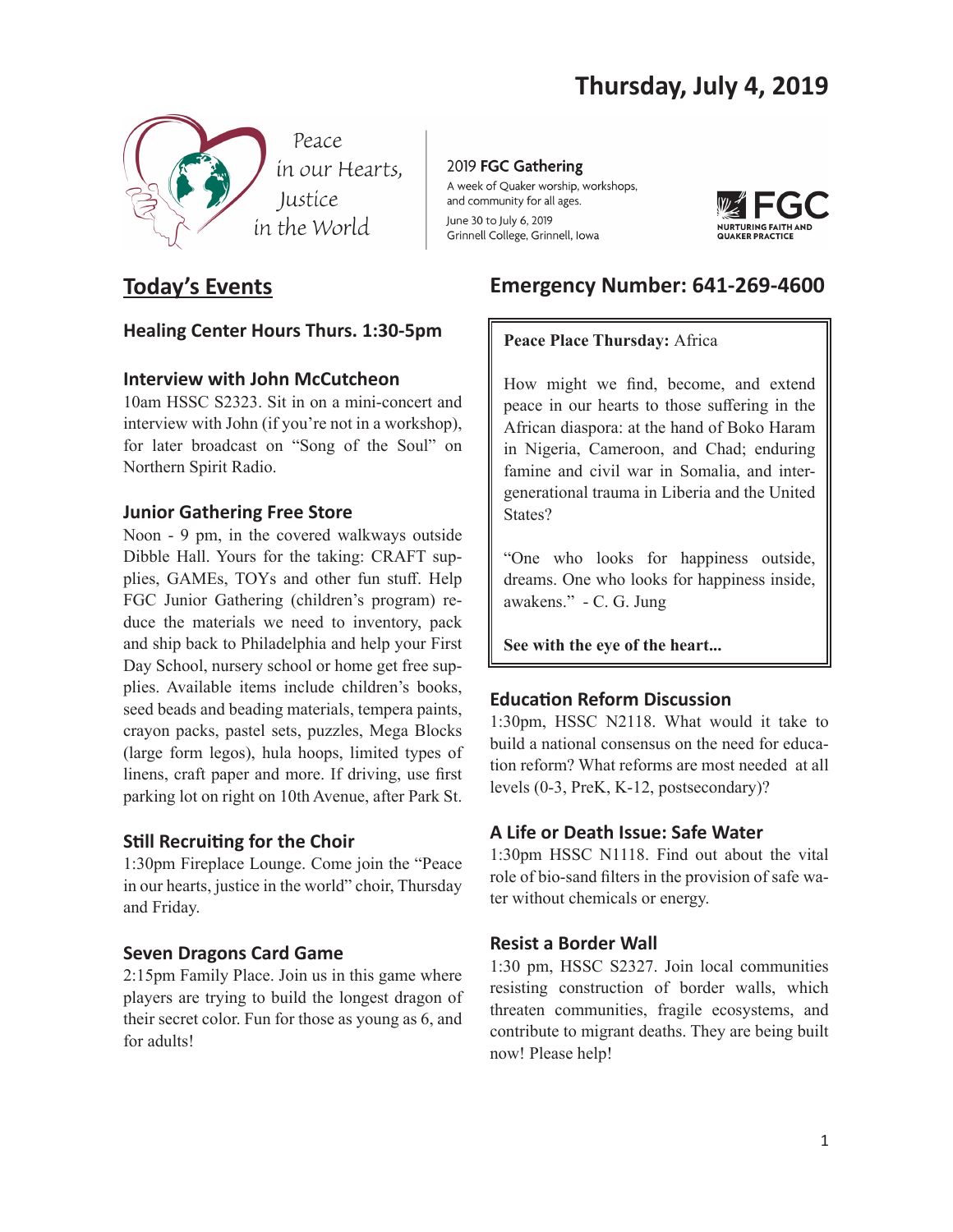# Thursday, July 4, 2019

Peace in our Hearts, Justice in the World

2019 **FGC Gathering**
A week of Quaker worship, workshops, and community for all ages.
June 30 to July 6, 2019
Grinnell College, Grinnell, Iowa

FGC NURTURING FAITH AND QUAKER PRACTICE

## Today's Events

### Healing Center Hours Thurs. 1:30-5pm

### Interview with John McCutcheon

10am HSSC S2323. Sit in on a mini-concert and interview with John (if you're not in a workshop), for later broadcast on "Song of the Soul" on Northern Spirit Radio.

### Junior Gathering Free Store

Noon - 9 pm, in the covered walkways outside Dibble Hall. Yours for the taking: CRAFT supplies, GAMEs, TOYs and other fun stuff. Help FGC Junior Gathering (children's program) reduce the materials we need to inventory, pack and ship back to Philadelphia and help your First Day School, nursery school or home get free supplies. Available items include children's books, seed beads and beading materials, tempera paints, crayon packs, pastel sets, puzzles, Mega Blocks (large form legos), hula hoops, limited types of linens, craft paper and more. If driving, use first parking lot on right on 10th Avenue, after Park St.

### Still Recruiting for the Choir

1:30pm Fireplace Lounge. Come join the "Peace in our hearts, justice in the world" choir, Thursday and Friday.

### Seven Dragons Card Game

2:15pm Family Place. Join us in this game where players are trying to build the longest dragon of their secret color. Fun for those as young as 6, and for adults!

## Emergency Number: 641-269-4600

**Peace Place Thursday:** Africa

How might we find, become, and extend peace in our hearts to those suffering in the African diaspora: at the hand of Boko Haram in Nigeria, Cameroon, and Chad; enduring famine and civil war in Somalia, and intergenerational trauma in Liberia and the United States?

"One who looks for happiness outside, dreams. One who looks for happiness inside, awakens." - C. G. Jung

**See with the eye of the heart...**

### Education Reform Discussion

1:30pm, HSSC N2118. What would it take to build a national consensus on the need for education reform? What reforms are most needed at all levels (0-3, PreK, K-12, postsecondary)?

### A Life or Death Issue: Safe Water

1:30pm HSSC N1118. Find out about the vital role of bio-sand filters in the provision of safe water without chemicals or energy.

### Resist a Border Wall

1:30 pm, HSSC S2327. Join local communities resisting construction of border walls, which threaten communities, fragile ecosystems, and contribute to migrant deaths. They are being built now! Please help!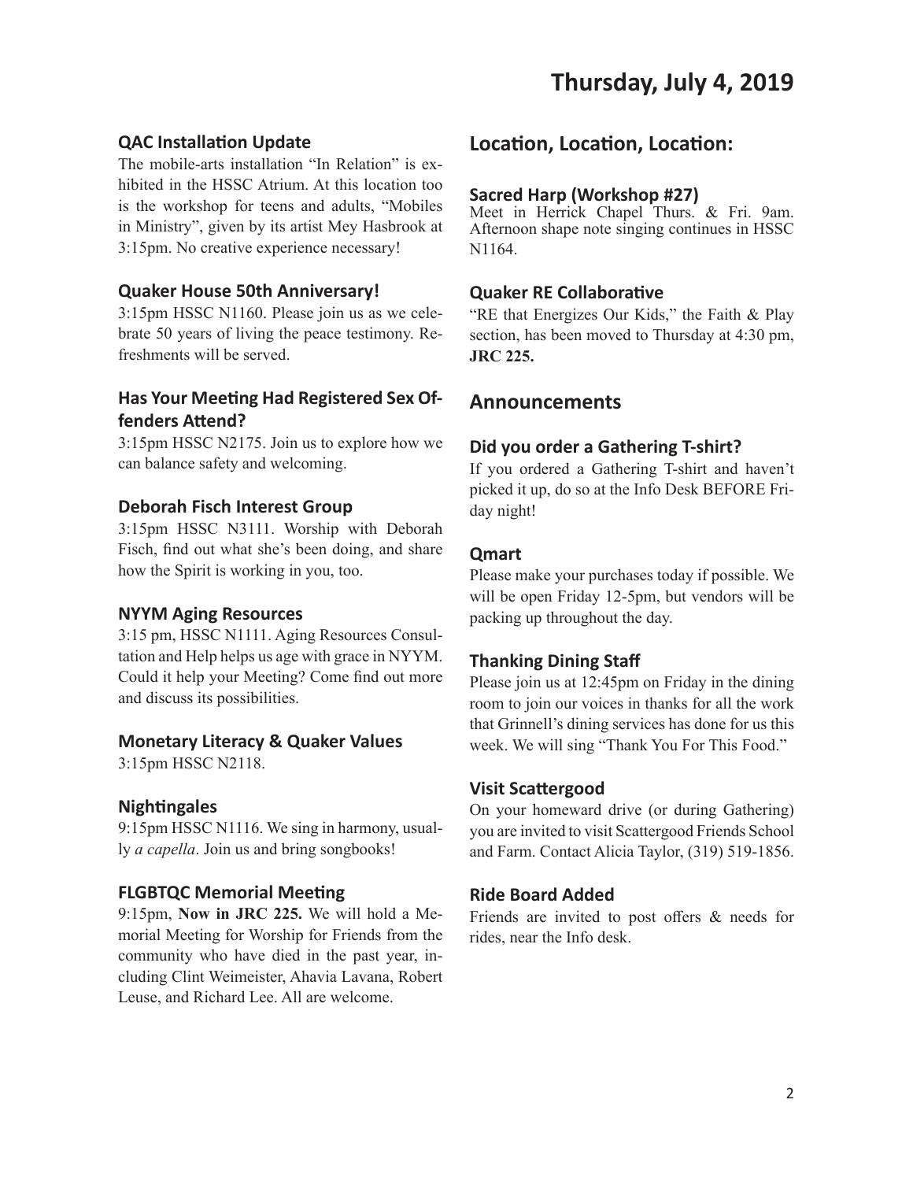# Thursday, July 4, 2019

### QAC Installation Update

The mobile-arts installation "In Relation" is exhibited in the HSSC Atrium. At this location too is the workshop for teens and adults, "Mobiles in Ministry", given by its artist Mey Hasbrook at 3:15pm. No creative experience necessary!

### Quaker House 50th Anniversary!

3:15pm HSSC N1160. Please join us as we celebrate 50 years of living the peace testimony. Refreshments will be served.

### Has Your Meeting Had Registered Sex Offenders Attend?

3:15pm HSSC N2175. Join us to explore how we can balance safety and welcoming.

### Deborah Fisch Interest Group

3:15pm HSSC N3111. Worship with Deborah Fisch, find out what she's been doing, and share how the Spirit is working in you, too.

### NYYM Aging Resources

3:15 pm, HSSC N1111. Aging Resources Consultation and Help helps us age with grace in NYYM. Could it help your Meeting? Come find out more and discuss its possibilities.

### Monetary Literacy & Quaker Values

3:15pm HSSC N2118.

### Nightingales

9:15pm HSSC N1116. We sing in harmony, usually *a capella*. Join us and bring songbooks!

### FLGBTQC Memorial Meeting

9:15pm, **Now in JRC 225.** We will hold a Memorial Meeting for Worship for Friends from the community who have died in the past year, including Clint Weimeister, Ahavia Lavana, Robert Leuse, and Richard Lee. All are welcome.

## Location, Location, Location:

### Sacred Harp (Workshop #27)

Meet in Herrick Chapel Thurs. & Fri. 9am. Afternoon shape note singing continues in HSSC N1164.

### Quaker RE Collaborative

"RE that Energizes Our Kids," the Faith & Play section, has been moved to Thursday at 4:30 pm, **JRC 225.**

## Announcements

### Did you order a Gathering T-shirt?

If you ordered a Gathering T-shirt and haven't picked it up, do so at the Info Desk BEFORE Friday night!

### Qmart

Please make your purchases today if possible. We will be open Friday 12-5pm, but vendors will be packing up throughout the day.

### Thanking Dining Staff

Please join us at 12:45pm on Friday in the dining room to join our voices in thanks for all the work that Grinnell's dining services has done for us this week. We will sing "Thank You For This Food."

### Visit Scattergood

On your homeward drive (or during Gathering) you are invited to visit Scattergood Friends School and Farm. Contact Alicia Taylor, (319) 519-1856.

### Ride Board Added

Friends are invited to post offers & needs for rides, near the Info desk.